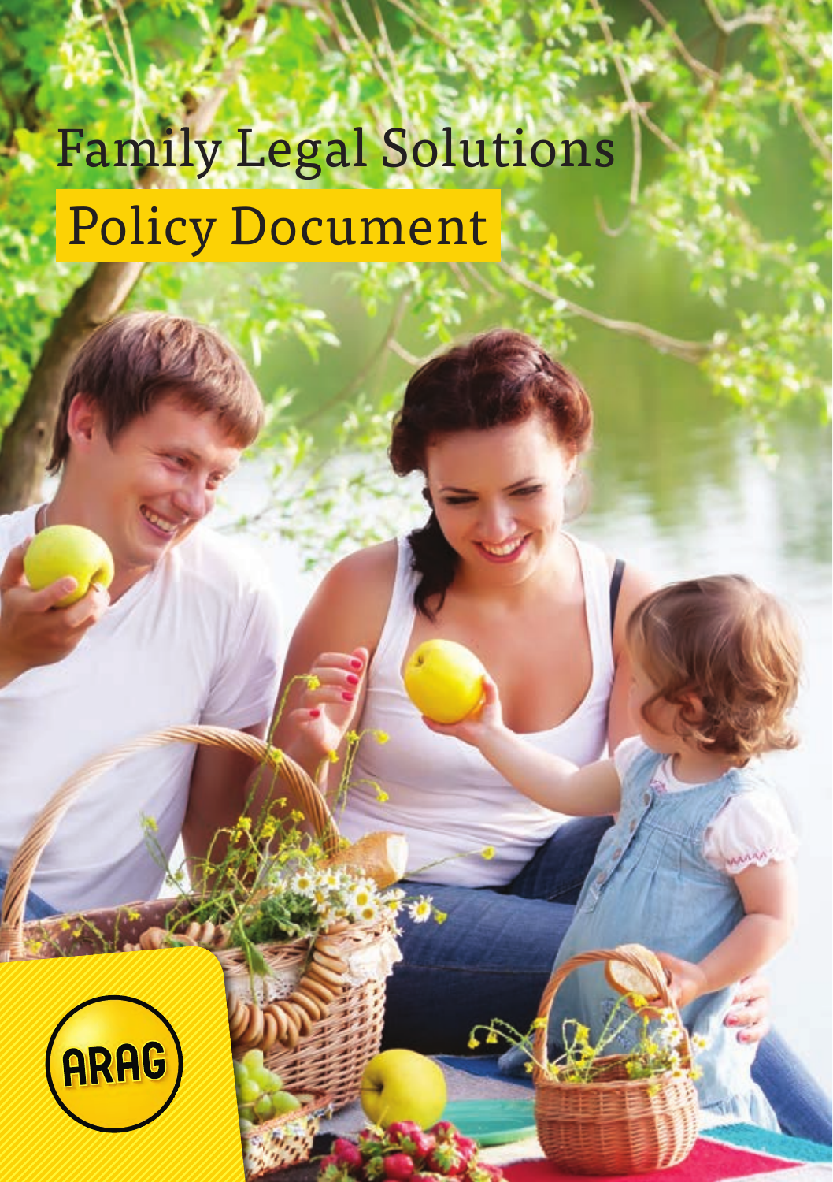# Family Legal Solutions

## Policy Document

ARAG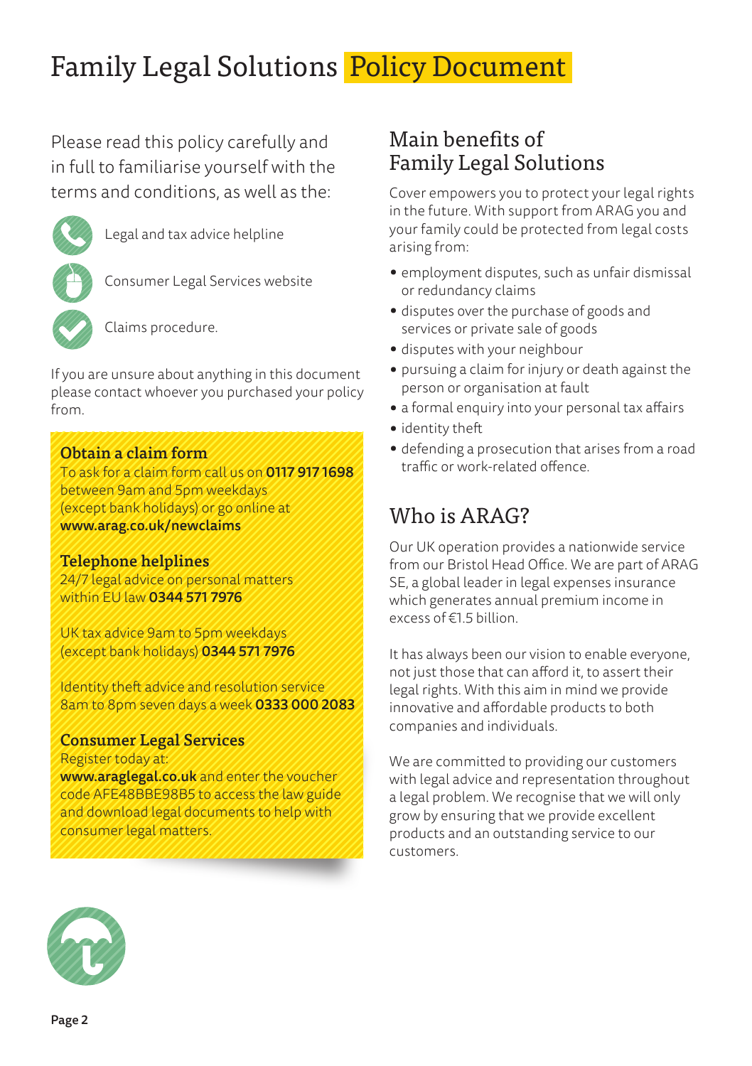# Family Legal Solutions Policy Document

Please read this policy carefully and in full to familiarise yourself with the terms and conditions, as well as the:

- Legal and tax advice helpline
- Consumer Legal Services website
- Claims procedure.

If you are unsure about anything in this document please contact whoever you purchased your policy from.

### Obtain a claim form

To ask for a claim form call us on **0117 917 1698** between 9am and 5pm weekdays (except bank holidays) or go online at **www.arag.co.uk/newclaims**

### Telephone helplines

24/7 legal advice on personal matters within EU law **0344 571 7976**

UK tax advice 9am to 5pm weekdays (except bank holidays) **0344 571 7976**

Identity theft advice and resolution service 8am to 8pm seven days a week **0333 000 2083**

### Consumer Legal Services

Register today at:
**www.araglegal.co.uk** and enter the voucher code AFE48BBE98B5 to access the law guide and download legal documents to help with consumer legal matters.

## Main benefits of Family Legal Solutions

Cover empowers you to protect your legal rights in the future. With support from ARAG you and your family could be protected from legal costs arising from:

- employment disputes, such as unfair dismissal or redundancy claims
- disputes over the purchase of goods and services or private sale of goods
- disputes with your neighbour
- pursuing a claim for injury or death against the person or organisation at fault
- a formal enquiry into your personal tax affairs
- identity theft
- defending a prosecution that arises from a road traffic or work-related offence.

## Who is ARAG?

Our UK operation provides a nationwide service from our Bristol Head Office. We are part of ARAG SE, a global leader in legal expenses insurance which generates annual premium income in excess of €1.5 billion.

It has always been our vision to enable everyone, not just those that can afford it, to assert their legal rights. With this aim in mind we provide innovative and affordable products to both companies and individuals.

We are committed to providing our customers with legal advice and representation throughout a legal problem. We recognise that we will only grow by ensuring that we provide excellent products and an outstanding service to our customers.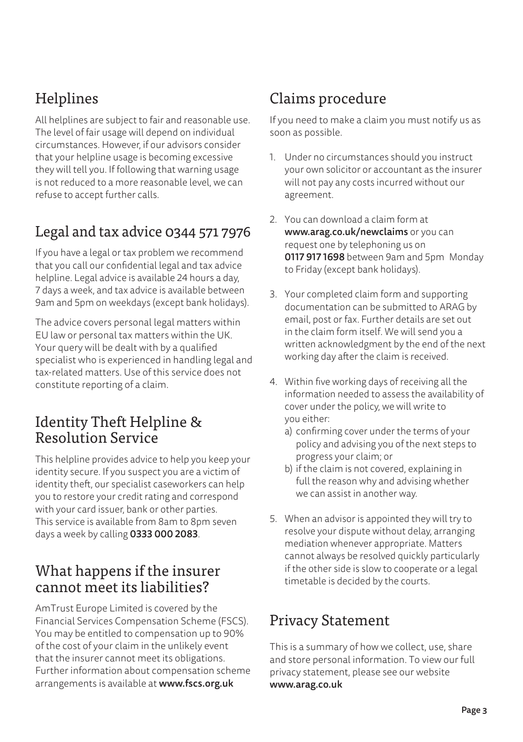## Helplines

All helplines are subject to fair and reasonable use. The level of fair usage will depend on individual circumstances. However, if our advisors consider that your helpline usage is becoming excessive they will tell you. If following that warning usage is not reduced to a more reasonable level, we can refuse to accept further calls.

## Legal and tax advice 0344 571 7976

If you have a legal or tax problem we recommend that you call our confidential legal and tax advice helpline. Legal advice is available 24 hours a day, 7 days a week, and tax advice is available between 9am and 5pm on weekdays (except bank holidays).

The advice covers personal legal matters within EU law or personal tax matters within the UK. Your query will be dealt with by a qualified specialist who is experienced in handling legal and tax-related matters. Use of this service does not constitute reporting of a claim.

## Identity Theft Helpline & Resolution Service

This helpline provides advice to help you keep your identity secure. If you suspect you are a victim of identity theft, our specialist caseworkers can help you to restore your credit rating and correspond with your card issuer, bank or other parties. This service is available from 8am to 8pm seven days a week by calling **0333 000 2083**.

## What happens if the insurer cannot meet its liabilities?

AmTrust Europe Limited is covered by the Financial Services Compensation Scheme (FSCS). You may be entitled to compensation up to 90% of the cost of your claim in the unlikely event that the insurer cannot meet its obligations. Further information about compensation scheme arrangements is available at **www.fscs.org.uk**

## Claims procedure

If you need to make a claim you must notify us as soon as possible.

1. Under no circumstances should you instruct your own solicitor or accountant as the insurer will not pay any costs incurred without our agreement.
2. You can download a claim form at **www.arag.co.uk/newclaims** or you can request one by telephoning us on **0117 917 1698** between 9am and 5pm Monday to Friday (except bank holidays).
3. Your completed claim form and supporting documentation can be submitted to ARAG by email, post or fax. Further details are set out in the claim form itself. We will send you a written acknowledgment by the end of the next working day after the claim is received.
4. Within five working days of receiving all the information needed to assess the availability of cover under the policy, we will write to you either:
   a) confirming cover under the terms of your policy and advising you of the next steps to progress your claim; or
   b) if the claim is not covered, explaining in full the reason why and advising whether we can assist in another way.
5. When an advisor is appointed they will try to resolve your dispute without delay, arranging mediation whenever appropriate. Matters cannot always be resolved quickly particularly if the other side is slow to cooperate or a legal timetable is decided by the courts.

## Privacy Statement

This is a summary of how we collect, use, share and store personal information. To view our full privacy statement, please see our website **www.arag.co.uk**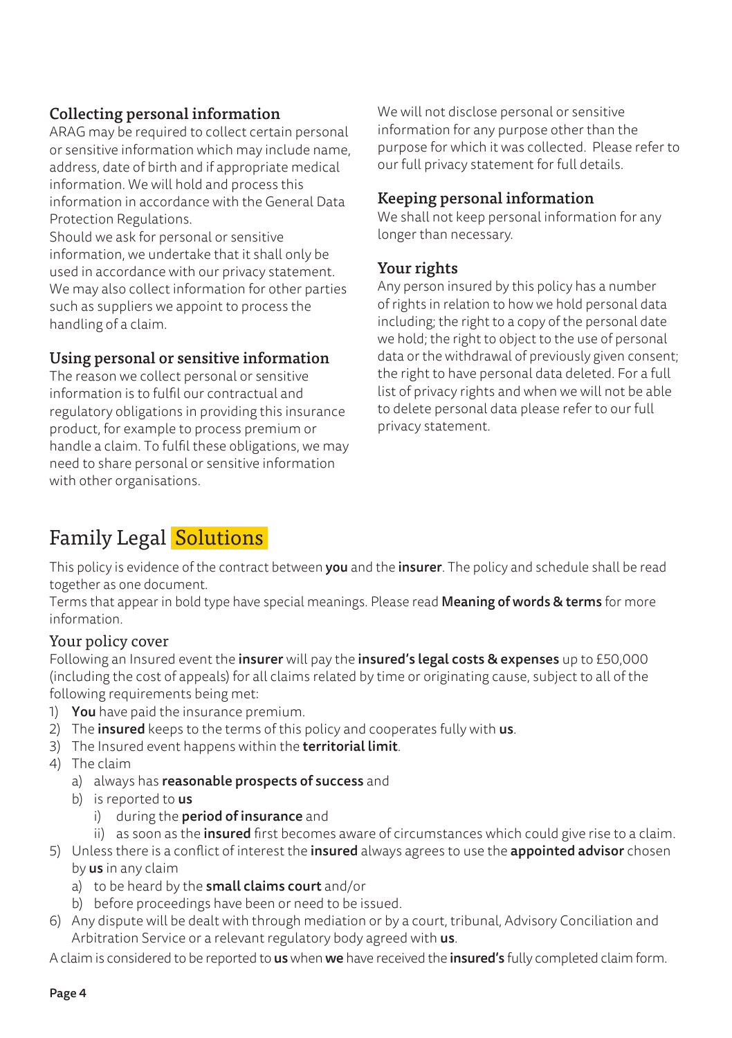### Collecting personal information

ARAG may be required to collect certain personal or sensitive information which may include name, address, date of birth and if appropriate medical information. We will hold and process this information in accordance with the General Data Protection Regulations.
Should we ask for personal or sensitive information, we undertake that it shall only be used in accordance with our privacy statement. We may also collect information for other parties such as suppliers we appoint to process the handling of a claim.

### Using personal or sensitive information

The reason we collect personal or sensitive information is to fulfil our contractual and regulatory obligations in providing this insurance product, for example to process premium or handle a claim. To fulfil these obligations, we may need to share personal or sensitive information with other organisations.

We will not disclose personal or sensitive information for any purpose other than the purpose for which it was collected. Please refer to our full privacy statement for full details.

### Keeping personal information

We shall not keep personal information for any longer than necessary.

### Your rights

Any person insured by this policy has a number of rights in relation to how we hold personal data including; the right to a copy of the personal date we hold; the right to object to the use of personal data or the withdrawal of previously given consent; the right to have personal data deleted. For a full list of privacy rights and when we will not be able to delete personal data please refer to our full privacy statement.

# Family Legal Solutions

This policy is evidence of the contract between **you** and the **insurer**. The policy and schedule shall be read together as one document.
Terms that appear in bold type have special meanings. Please read **Meaning of words & terms** for more information.

## Your policy cover

Following an Insured event the **insurer** will pay the **insured's legal costs & expenses** up to £50,000 (including the cost of appeals) for all claims related by time or originating cause, subject to all of the following requirements being met:

1) **You** have paid the insurance premium.
2) The **insured** keeps to the terms of this policy and cooperates fully with **us**.
3) The Insured event happens within the **territorial limit**.
4) The claim
   a) always has **reasonable prospects of success** and
   b) is reported to **us**
      i) during the **period of insurance** and
      ii) as soon as the **insured** first becomes aware of circumstances which could give rise to a claim.
5) Unless there is a conflict of interest the **insured** always agrees to use the **appointed advisor** chosen by **us** in any claim
   a) to be heard by the **small claims court** and/or
   b) before proceedings have been or need to be issued.
6) Any dispute will be dealt with through mediation or by a court, tribunal, Advisory Conciliation and Arbitration Service or a relevant regulatory body agreed with **us**.

A claim is considered to be reported to **us** when **we** have received the **insured's** fully completed claim form.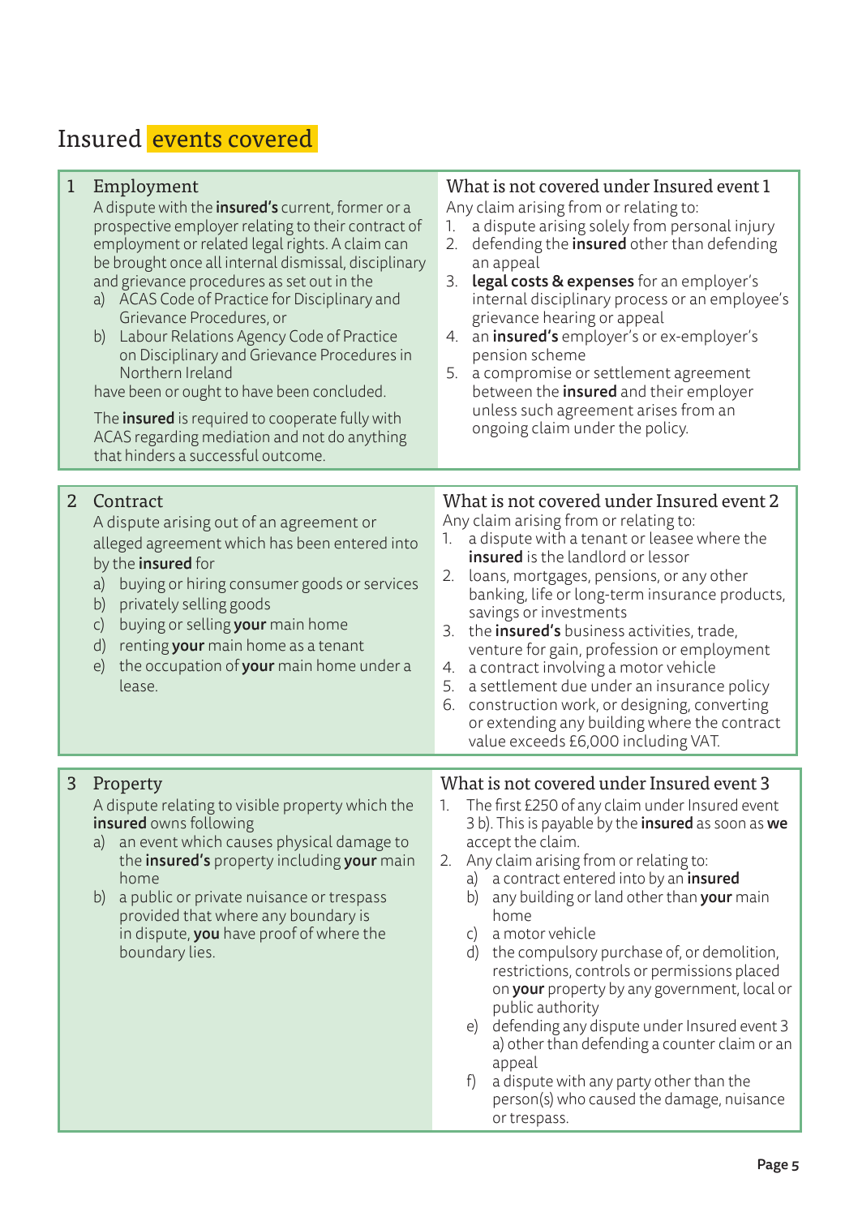# Insured events covered

## 1 Employment

A dispute with the **insured's** current, former or a prospective employer relating to their contract of employment or related legal rights. A claim can be brought once all internal dismissal, disciplinary and grievance procedures as set out in the

a) ACAS Code of Practice for Disciplinary and Grievance Procedures, or
b) Labour Relations Agency Code of Practice on Disciplinary and Grievance Procedures in Northern Ireland

have been or ought to have been concluded.

The **insured** is required to cooperate fully with ACAS regarding mediation and not do anything that hinders a successful outcome.

### What is not covered under Insured event 1

Any claim arising from or relating to:

1. a dispute arising solely from personal injury
2. defending the **insured** other than defending an appeal
3. **legal costs & expenses** for an employer's internal disciplinary process or an employee's grievance hearing or appeal
4. an **insured's** employer's or ex-employer's pension scheme
5. a compromise or settlement agreement between the **insured** and their employer unless such agreement arises from an ongoing claim under the policy.

## 2 Contract

A dispute arising out of an agreement or alleged agreement which has been entered into by the **insured** for

a) buying or hiring consumer goods or services
b) privately selling goods
c) buying or selling **your** main home
d) renting **your** main home as a tenant
e) the occupation of **your** main home under a lease.

### What is not covered under Insured event 2

Any claim arising from or relating to:

1. a dispute with a tenant or leasee where the **insured** is the landlord or lessor
2. loans, mortgages, pensions, or any other banking, life or long-term insurance products, savings or investments
3. the **insured's** business activities, trade, venture for gain, profession or employment
4. a contract involving a motor vehicle
5. a settlement due under an insurance policy
6. construction work, or designing, converting or extending any building where the contract value exceeds £6,000 including VAT.

## 3 Property

A dispute relating to visible property which the **insured** owns following

a) an event which causes physical damage to the **insured's** property including **your** main home
b) a public or private nuisance or trespass provided that where any boundary is in dispute, **you** have proof of where the boundary lies.

### What is not covered under Insured event 3

1. The first £250 of any claim under Insured event 3 b). This is payable by the **insured** as soon as **we** accept the claim.
2. Any claim arising from or relating to:
   a) a contract entered into by an **insured**
   b) any building or land other than **your** main home
   c) a motor vehicle
   d) the compulsory purchase of, or demolition, restrictions, controls or permissions placed on **your** property by any government, local or public authority
   e) defending any dispute under Insured event 3 a) other than defending a counter claim or an appeal
   f) a dispute with any party other than the person(s) who caused the damage, nuisance or trespass.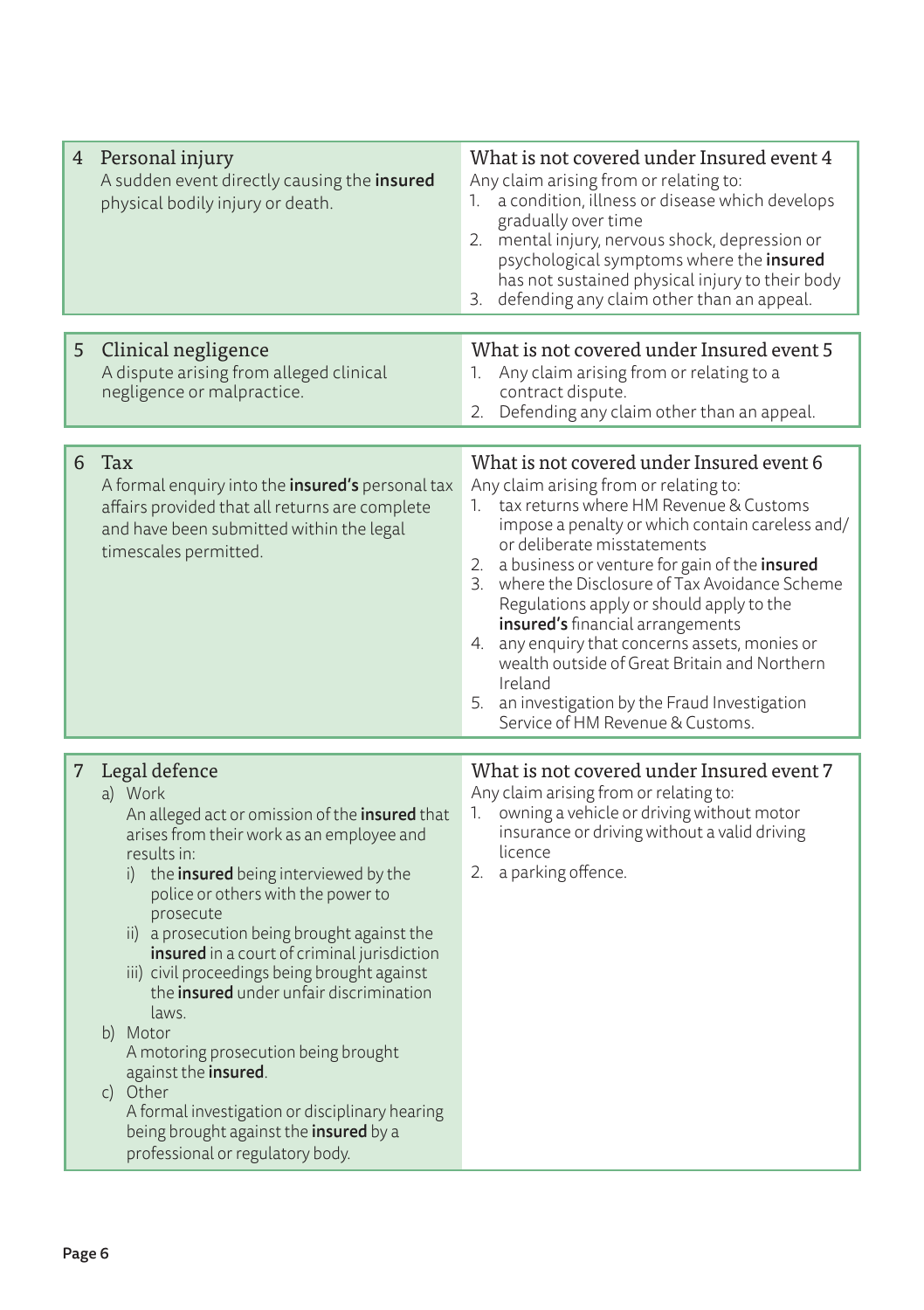| Insured event | What is not covered |
|---|---|
| **4 Personal injury**<br>A sudden event directly causing the **insured** physical bodily injury or death. | **What is not covered under Insured event 4**<br>Any claim arising from or relating to:<br>1. a condition, illness or disease which develops gradually over time<br>2. mental injury, nervous shock, depression or psychological symptoms where the **insured** has not sustained physical injury to their body<br>3. defending any claim other than an appeal. |
| **5 Clinical negligence**<br>A dispute arising from alleged clinical negligence or malpractice. | **What is not covered under Insured event 5**<br>1. Any claim arising from or relating to a contract dispute.<br>2. Defending any claim other than an appeal. |
| **6 Tax**<br>A formal enquiry into the **insured's** personal tax affairs provided that all returns are complete and have been submitted within the legal timescales permitted. | **What is not covered under Insured event 6**<br>Any claim arising from or relating to:<br>1. tax returns where HM Revenue & Customs impose a penalty or which contain careless and/or deliberate misstatements<br>2. a business or venture for gain of the **insured**<br>3. where the Disclosure of Tax Avoidance Scheme Regulations apply or should apply to the **insured's** financial arrangements<br>4. any enquiry that concerns assets, monies or wealth outside of Great Britain and Northern Ireland<br>5. an investigation by the Fraud Investigation Service of HM Revenue & Customs. |
| **7 Legal defence**<br>a) Work<br>An alleged act or omission of the **insured** that arises from their work as an employee and results in:<br>i) the **insured** being interviewed by the police or others with the power to prosecute<br>ii) a prosecution being brought against the **insured** in a court of criminal jurisdiction<br>iii) civil proceedings being brought against the **insured** under unfair discrimination laws.<br>b) Motor<br>A motoring prosecution being brought against the **insured**.<br>c) Other<br>A formal investigation or disciplinary hearing being brought against the **insured** by a professional or regulatory body. | **What is not covered under Insured event 7**<br>Any claim arising from or relating to:<br>1. owning a vehicle or driving without motor insurance or driving without a valid driving licence<br>2. a parking offence. |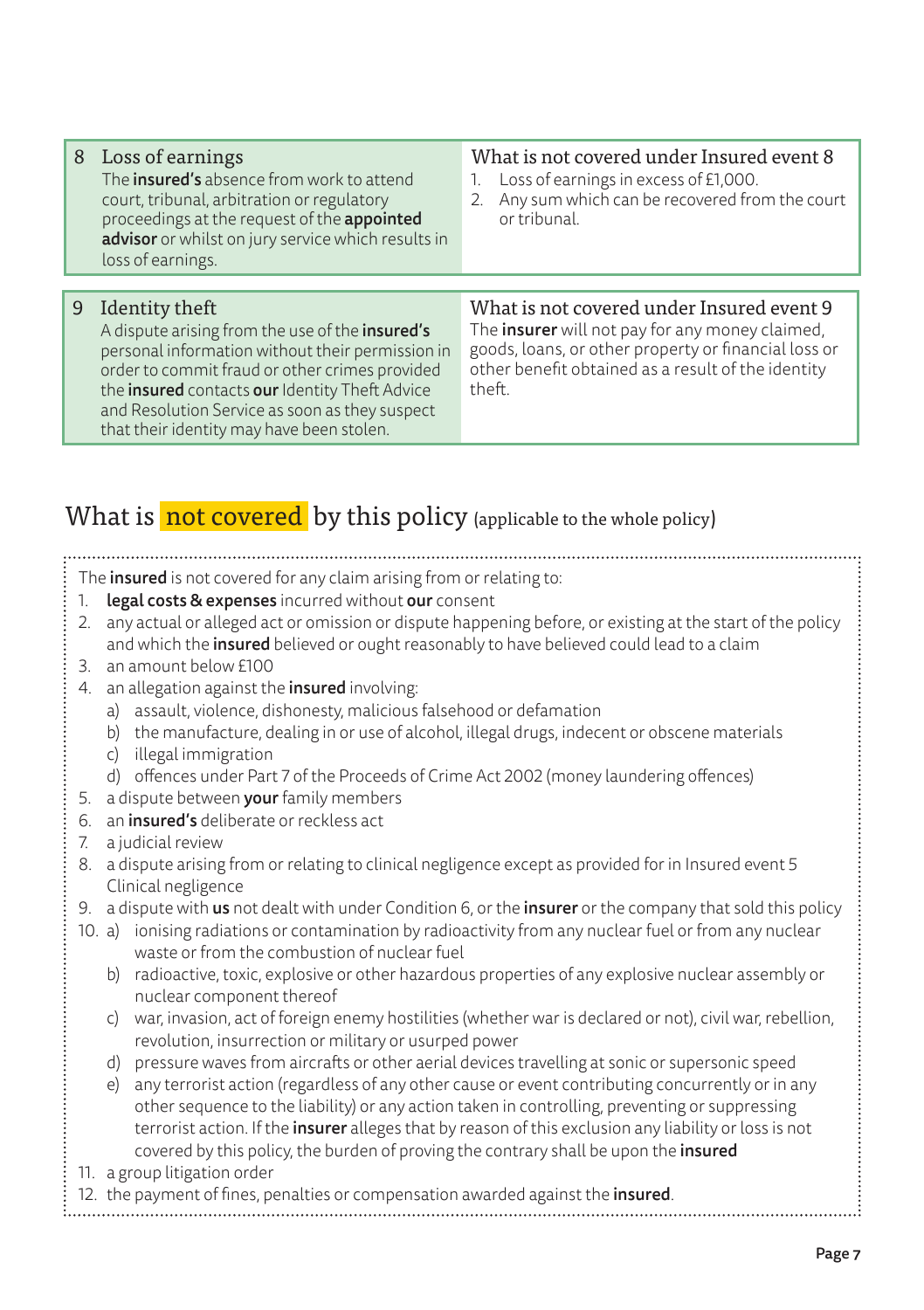| 8 Loss of earnings | What is not covered under Insured event 8 |
| --- | --- |
| The **insured's** absence from work to attend court, tribunal, arbitration or regulatory proceedings at the request of the **appointed advisor** or whilst on jury service which results in loss of earnings. | 1. Loss of earnings in excess of £1,000.<br>2. Any sum which can be recovered from the court or tribunal. |

| 9 Identity theft | What is not covered under Insured event 9 |
| --- | --- |
| A dispute arising from the use of the **insured's** personal information without their permission in order to commit fraud or other crimes provided the **insured** contacts **our** Identity Theft Advice and Resolution Service as soon as they suspect that their identity may have been stolen. | The **insurer** will not pay for any money claimed, goods, loans, or other property or financial loss or other benefit obtained as a result of the identity theft. |

## What is not covered by this policy (applicable to the whole policy)

The **insured** is not covered for any claim arising from or relating to:

1. **legal costs & expenses** incurred without **our** consent
2. any actual or alleged act or omission or dispute happening before, or existing at the start of the policy and which the **insured** believed or ought reasonably to have believed could lead to a claim
3. an amount below £100
4. an allegation against the **insured** involving:
   a) assault, violence, dishonesty, malicious falsehood or defamation
   b) the manufacture, dealing in or use of alcohol, illegal drugs, indecent or obscene materials
   c) illegal immigration
   d) offences under Part 7 of the Proceeds of Crime Act 2002 (money laundering offences)
5. a dispute between **your** family members
6. an **insured's** deliberate or reckless act
7. a judicial review
8. a dispute arising from or relating to clinical negligence except as provided for in Insured event 5 Clinical negligence
9. a dispute with **us** not dealt with under Condition 6, or the **insurer** or the company that sold this policy
10. a) ionising radiations or contamination by radioactivity from any nuclear fuel or from any nuclear waste or from the combustion of nuclear fuel
    b) radioactive, toxic, explosive or other hazardous properties of any explosive nuclear assembly or nuclear component thereof
    c) war, invasion, act of foreign enemy hostilities (whether war is declared or not), civil war, rebellion, revolution, insurrection or military or usurped power
    d) pressure waves from aircrafts or other aerial devices travelling at sonic or supersonic speed
    e) any terrorist action (regardless of any other cause or event contributing concurrently or in any other sequence to the liability) or any action taken in controlling, preventing or suppressing terrorist action. If the **insurer** alleges that by reason of this exclusion any liability or loss is not covered by this policy, the burden of proving the contrary shall be upon the **insured**
11. a group litigation order
12. the payment of fines, penalties or compensation awarded against the **insured**.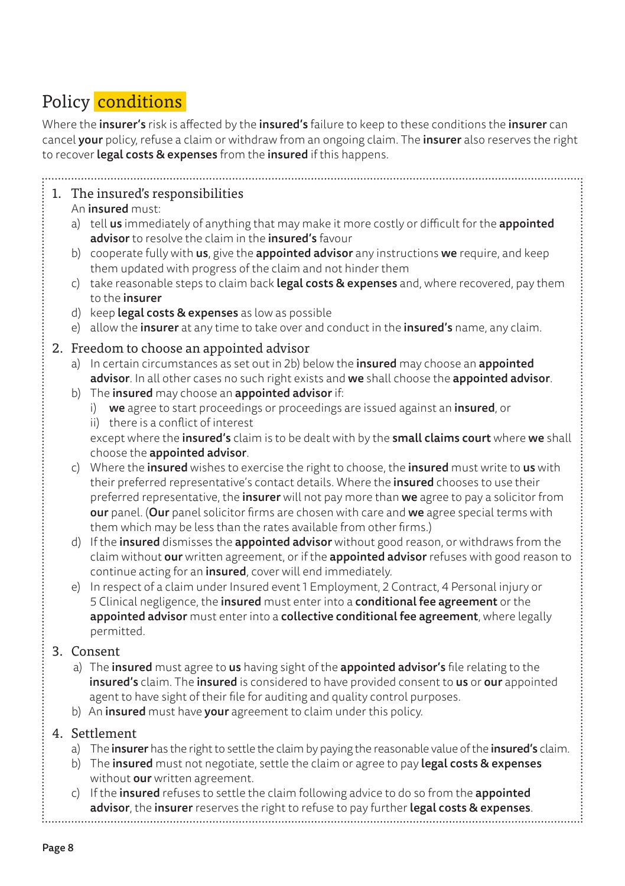# Policy conditions

Where the **insurer's** risk is affected by the **insured's** failure to keep to these conditions the **insurer** can cancel **your** policy, refuse a claim or withdraw from an ongoing claim. The **insurer** also reserves the right to recover **legal costs & expenses** from the **insured** if this happens.

1. The insured's responsibilities

   An **insured** must:

   a) tell **us** immediately of anything that may make it more costly or difficult for the **appointed advisor** to resolve the claim in the **insured's** favour
   b) cooperate fully with **us**, give the **appointed advisor** any instructions **we** require, and keep them updated with progress of the claim and not hinder them
   c) take reasonable steps to claim back **legal costs & expenses** and, where recovered, pay them to the **insurer**
   d) keep **legal costs & expenses** as low as possible
   e) allow the **insurer** at any time to take over and conduct in the **insured's** name, any claim.

2. Freedom to choose an appointed advisor

   a) In certain circumstances as set out in 2b) below the **insured** may choose an **appointed advisor**. In all other cases no such right exists and **we** shall choose the **appointed advisor**.
   b) The **insured** may choose an **appointed advisor** if:
      i) **we** agree to start proceedings or proceedings are issued against an **insured**, or
      ii) there is a conflict of interest

      except where the **insured's** claim is to be dealt with by the **small claims court** where **we** shall choose the **appointed advisor**.
   c) Where the **insured** wishes to exercise the right to choose, the **insured** must write to **us** with their preferred representative's contact details. Where the **insured** chooses to use their preferred representative, the **insurer** will not pay more than **we** agree to pay a solicitor from **our** panel. (**Our** panel solicitor firms are chosen with care and **we** agree special terms with them which may be less than the rates available from other firms.)
   d) If the **insured** dismisses the **appointed advisor** without good reason, or withdraws from the claim without **our** written agreement, or if the **appointed advisor** refuses with good reason to continue acting for an **insured**, cover will end immediately.
   e) In respect of a claim under Insured event 1 Employment, 2 Contract, 4 Personal injury or 5 Clinical negligence, the **insured** must enter into a **conditional fee agreement** or the **appointed advisor** must enter into a **collective conditional fee agreement**, where legally permitted.

3. Consent

   a) The **insured** must agree to **us** having sight of the **appointed advisor's** file relating to the **insured's** claim. The **insured** is considered to have provided consent to **us** or **our** appointed agent to have sight of their file for auditing and quality control purposes.
   b) An **insured** must have **your** agreement to claim under this policy.

4. Settlement

   a) The **insurer** has the right to settle the claim by paying the reasonable value of the **insured's** claim.
   b) The **insured** must not negotiate, settle the claim or agree to pay **legal costs & expenses** without **our** written agreement.
   c) If the **insured** refuses to settle the claim following advice to do so from the **appointed advisor**, the **insurer** reserves the right to refuse to pay further **legal costs & expenses**.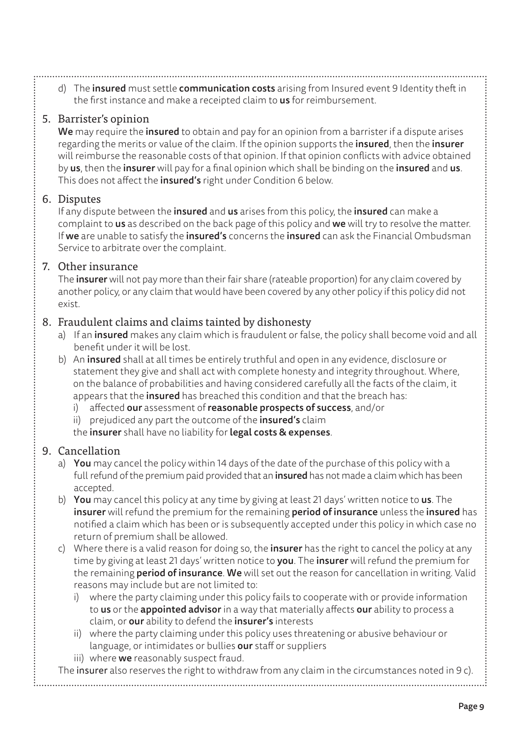d) The **insured** must settle **communication costs** arising from Insured event 9 Identity theft in the first instance and make a receipted claim to **us** for reimbursement.

## 5. Barrister's opinion

**We** may require the **insured** to obtain and pay for an opinion from a barrister if a dispute arises regarding the merits or value of the claim. If the opinion supports the **insured**, then the **insurer** will reimburse the reasonable costs of that opinion. If that opinion conflicts with advice obtained by **us**, then the **insurer** will pay for a final opinion which shall be binding on the **insured** and **us**. This does not affect the **insured's** right under Condition 6 below.

## 6. Disputes

If any dispute between the **insured** and **us** arises from this policy, the **insured** can make a complaint to **us** as described on the back page of this policy and **we** will try to resolve the matter. If **we** are unable to satisfy the **insured's** concerns the **insured** can ask the Financial Ombudsman Service to arbitrate over the complaint.

## 7. Other insurance

The **insurer** will not pay more than their fair share (rateable proportion) for any claim covered by another policy, or any claim that would have been covered by any other policy if this policy did not exist.

## 8. Fraudulent claims and claims tainted by dishonesty

a) If an **insured** makes any claim which is fraudulent or false, the policy shall become void and all benefit under it will be lost.

b) An **insured** shall at all times be entirely truthful and open in any evidence, disclosure or statement they give and shall act with complete honesty and integrity throughout. Where, on the balance of probabilities and having considered carefully all the facts of the claim, it appears that the **insured** has breached this condition and that the breach has:

   i) affected **our** assessment of **reasonable prospects of success**, and/or

   ii) prejudiced any part the outcome of the **insured's** claim

   the **insurer** shall have no liability for **legal costs & expenses**.

## 9. Cancellation

a) **You** may cancel the policy within 14 days of the date of the purchase of this policy with a full refund of the premium paid provided that an **insured** has not made a claim which has been accepted.

b) **You** may cancel this policy at any time by giving at least 21 days' written notice to **us**. The **insurer** will refund the premium for the remaining **period of insurance** unless the **insured** has notified a claim which has been or is subsequently accepted under this policy in which case no return of premium shall be allowed.

c) Where there is a valid reason for doing so, the **insurer** has the right to cancel the policy at any time by giving at least 21 days' written notice to **you**. The **insurer** will refund the premium for the remaining **period of insurance**. **We** will set out the reason for cancellation in writing. Valid reasons may include but are not limited to:

   i) where the party claiming under this policy fails to cooperate with or provide information to **us** or the **appointed advisor** in a way that materially affects **our** ability to process a claim, or **our** ability to defend the **insurer's** interests

   ii) where the party claiming under this policy uses threatening or abusive behaviour or language, or intimidates or bullies **our** staff or suppliers

   iii) where **we** reasonably suspect fraud.

The **insurer** also reserves the right to withdraw from any claim in the circumstances noted in 9 c).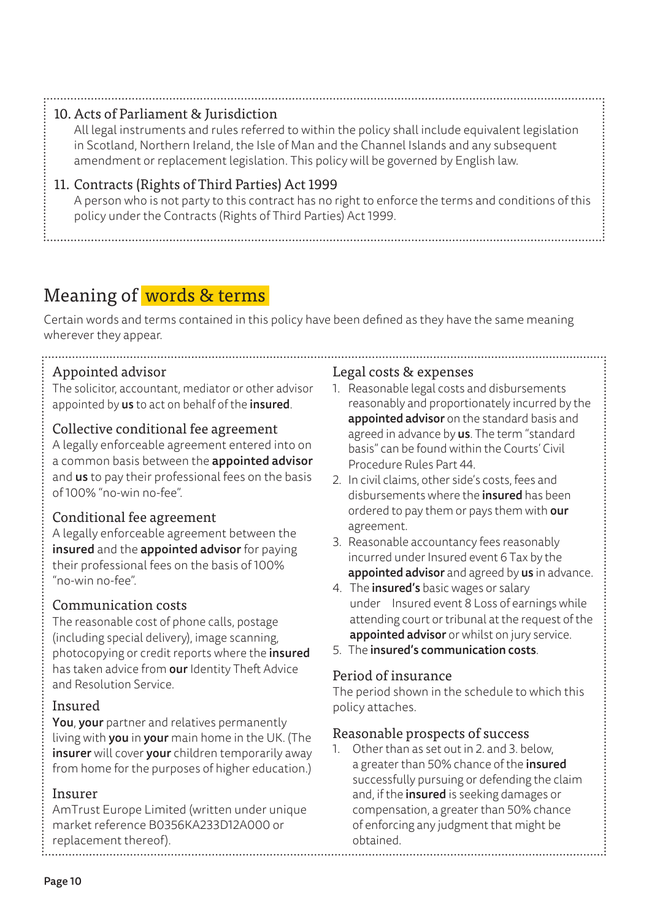### 10. Acts of Parliament & Jurisdiction

All legal instruments and rules referred to within the policy shall include equivalent legislation in Scotland, Northern Ireland, the Isle of Man and the Channel Islands and any subsequent amendment or replacement legislation. This policy will be governed by English law.

### 11. Contracts (Rights of Third Parties) Act 1999

A person who is not party to this contract has no right to enforce the terms and conditions of this policy under the Contracts (Rights of Third Parties) Act 1999.

# Meaning of words & terms

Certain words and terms contained in this policy have been defined as they have the same meaning wherever they appear.

### Appointed advisor

The solicitor, accountant, mediator or other advisor appointed by **us** to act on behalf of the **insured**.

### Collective conditional fee agreement

A legally enforceable agreement entered into on a common basis between the **appointed advisor** and **us** to pay their professional fees on the basis of 100% "no-win no-fee".

### Conditional fee agreement

A legally enforceable agreement between the **insured** and the **appointed advisor** for paying their professional fees on the basis of 100% "no-win no-fee".

### Communication costs

The reasonable cost of phone calls, postage (including special delivery), image scanning, photocopying or credit reports where the **insured** has taken advice from **our** Identity Theft Advice and Resolution Service.

### Insured

**You**, **your** partner and relatives permanently living with **you** in **your** main home in the UK. (The **insurer** will cover **your** children temporarily away from home for the purposes of higher education.)

### Insurer

AmTrust Europe Limited (written under unique market reference B0356KA233D12A000 or replacement thereof).

### Legal costs & expenses

1. Reasonable legal costs and disbursements reasonably and proportionately incurred by the **appointed advisor** on the standard basis and agreed in advance by **us**. The term "standard basis" can be found within the Courts' Civil Procedure Rules Part 44.
2. In civil claims, other side's costs, fees and disbursements where the **insured** has been ordered to pay them or pays them with **our** agreement.
3. Reasonable accountancy fees reasonably incurred under Insured event 6 Tax by the **appointed advisor** and agreed by **us** in advance.
4. The **insured's** basic wages or salary under Insured event 8 Loss of earnings while attending court or tribunal at the request of the **appointed advisor** or whilst on jury service.
5. The **insured's communication costs**.

### Period of insurance

The period shown in the schedule to which this policy attaches.

### Reasonable prospects of success

1. Other than as set out in 2. and 3. below, a greater than 50% chance of the **insured** successfully pursuing or defending the claim and, if the **insured** is seeking damages or compensation, a greater than 50% chance of enforcing any judgment that might be obtained.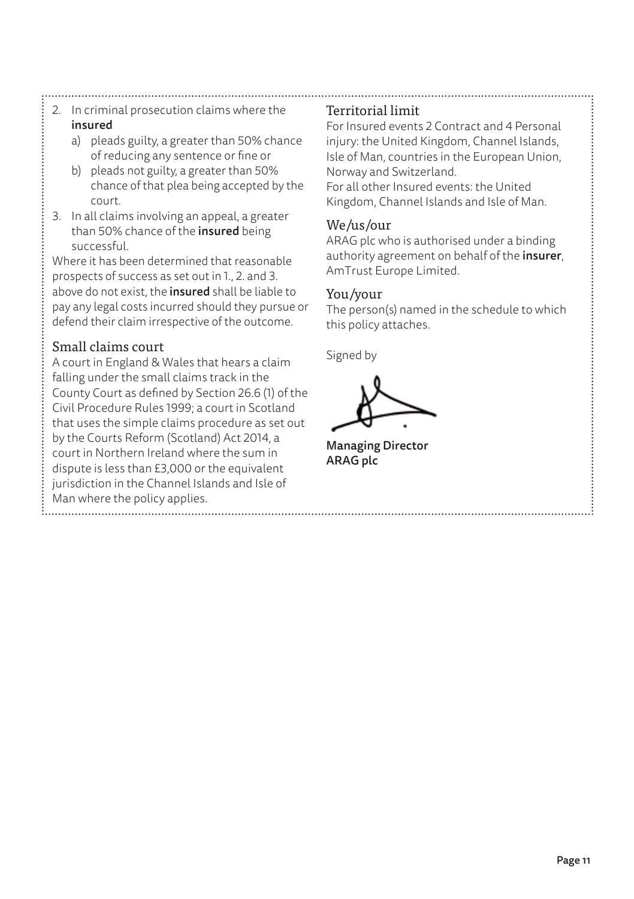2. In criminal prosecution claims where the **insured**
   a) pleads guilty, a greater than 50% chance of reducing any sentence or fine or
   b) pleads not guilty, a greater than 50% chance of that plea being accepted by the court.
3. In all claims involving an appeal, a greater than 50% chance of the **insured** being successful.

Where it has been determined that reasonable prospects of success as set out in 1., 2. and 3. above do not exist, the **insured** shall be liable to pay any legal costs incurred should they pursue or defend their claim irrespective of the outcome.

### Small claims court

A court in England & Wales that hears a claim falling under the small claims track in the County Court as defined by Section 26.6 (1) of the Civil Procedure Rules 1999; a court in Scotland that uses the simple claims procedure as set out by the Courts Reform (Scotland) Act 2014, a court in Northern Ireland where the sum in dispute is less than £3,000 or the equivalent jurisdiction in the Channel Islands and Isle of Man where the policy applies.

### Territorial limit

For Insured events 2 Contract and 4 Personal injury: the United Kingdom, Channel Islands, Isle of Man, countries in the European Union, Norway and Switzerland.
For all other Insured events: the United Kingdom, Channel Islands and Isle of Man.

### We/us/our

ARAG plc who is authorised under a binding authority agreement on behalf of the **insurer**, AmTrust Europe Limited.

### You/your

The person(s) named in the schedule to which this policy attaches.

Signed by

**Managing Director**
**ARAG plc**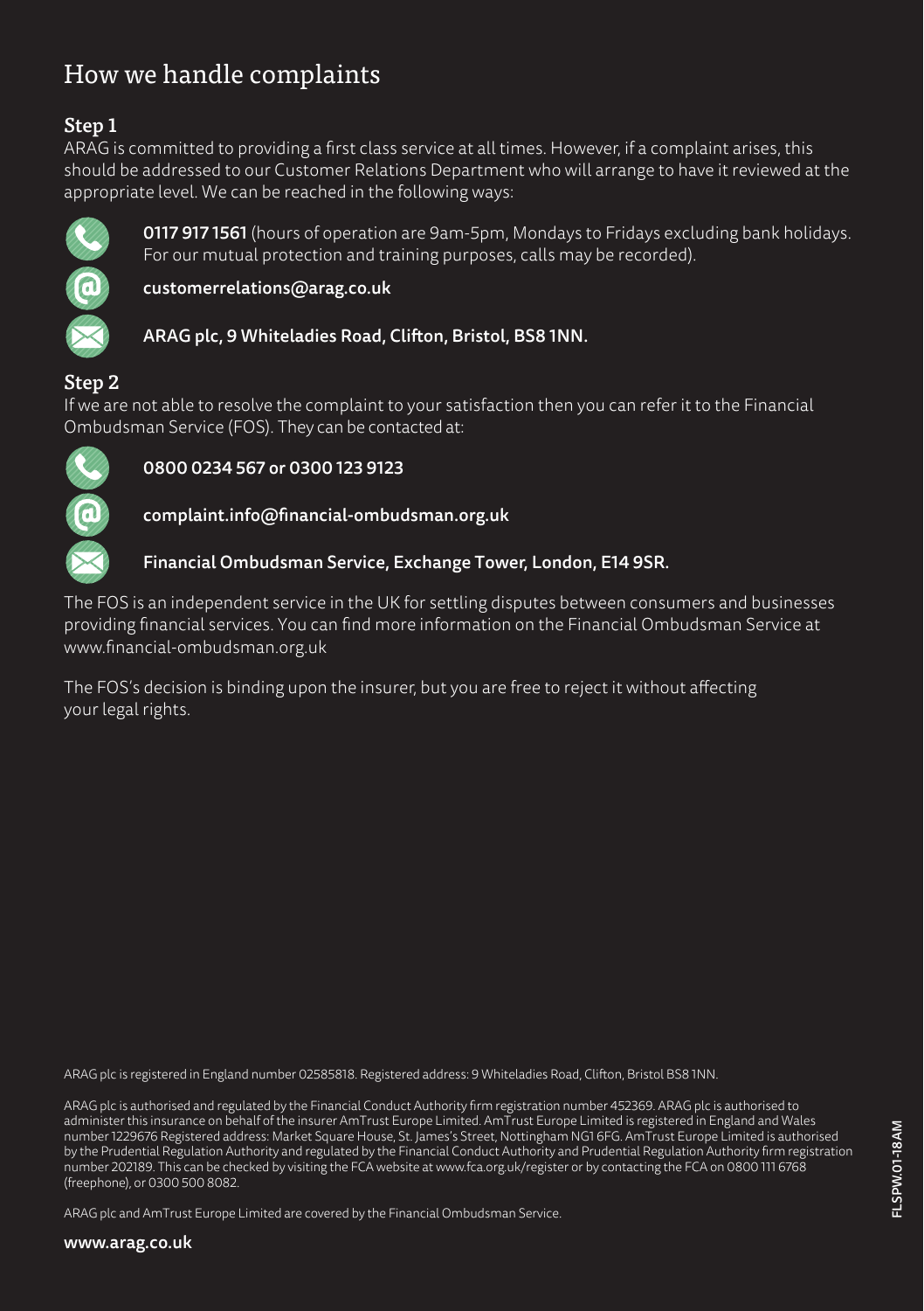# How we handle complaints

## Step 1

ARAG is committed to providing a first class service at all times. However, if a complaint arises, this should be addressed to our Customer Relations Department who will arrange to have it reviewed at the appropriate level. We can be reached in the following ways:

**0117 917 1561** (hours of operation are 9am-5pm, Mondays to Fridays excluding bank holidays. For our mutual protection and training purposes, calls may be recorded).

**customerrelations@arag.co.uk**

**ARAG plc, 9 Whiteladies Road, Clifton, Bristol, BS8 1NN.**

## Step 2

If we are not able to resolve the complaint to your satisfaction then you can refer it to the Financial Ombudsman Service (FOS). They can be contacted at:

**0800 0234 567 or 0300 123 9123**

**complaint.info@financial-ombudsman.org.uk**

**Financial Ombudsman Service, Exchange Tower, London, E14 9SR.**

The FOS is an independent service in the UK for settling disputes between consumers and businesses providing financial services. You can find more information on the Financial Ombudsman Service at www.financial-ombudsman.org.uk

The FOS's decision is binding upon the insurer, but you are free to reject it without affecting your legal rights.

ARAG plc is registered in England number 02585818. Registered address: 9 Whiteladies Road, Clifton, Bristol BS8 1NN.

ARAG plc is authorised and regulated by the Financial Conduct Authority firm registration number 452369. ARAG plc is authorised to administer this insurance on behalf of the insurer AmTrust Europe Limited. AmTrust Europe Limited is registered in England and Wales number 1229676 Registered address: Market Square House, St. James's Street, Nottingham NG1 6FG. AmTrust Europe Limited is authorised by the Prudential Regulation Authority and regulated by the Financial Conduct Authority and Prudential Regulation Authority firm registration number 202189. This can be checked by visiting the FCA website at www.fca.org.uk/register or by contacting the FCA on 0800 111 6768 (freephone), or 0300 500 8082.

ARAG plc and AmTrust Europe Limited are covered by the Financial Ombudsman Service.

**www.arag.co.uk**

FLSPW.01-18AM